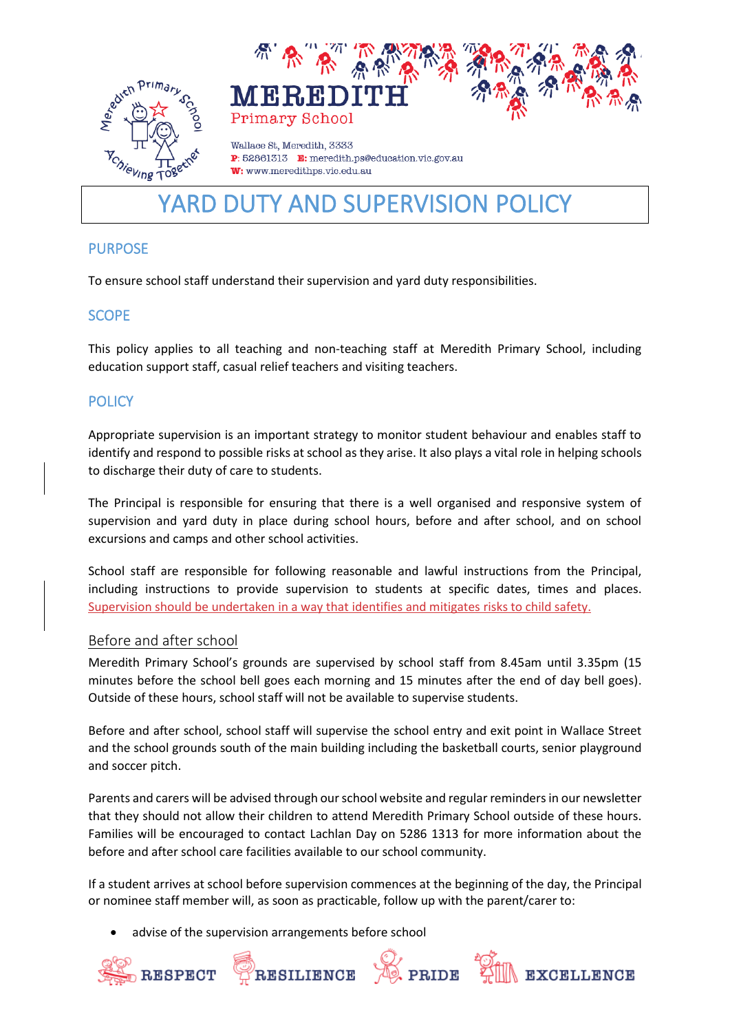MEREDITH
Primary School

Wallace St, Meredith, 3333
P: 52861313 E: meredith.ps@education.vic.gov.au
W: www.meredithps.vic.edu.au

# YARD DUTY AND SUPERVISION POLICY

## PURPOSE

To ensure school staff understand their supervision and yard duty responsibilities.

## SCOPE

This policy applies to all teaching and non-teaching staff at Meredith Primary School, including education support staff, casual relief teachers and visiting teachers.

## POLICY

Appropriate supervision is an important strategy to monitor student behaviour and enables staff to identify and respond to possible risks at school as they arise. It also plays a vital role in helping schools to discharge their duty of care to students.

The Principal is responsible for ensuring that there is a well organised and responsive system of supervision and yard duty in place during school hours, before and after school, and on school excursions and camps and other school activities.

School staff are responsible for following reasonable and lawful instructions from the Principal, including instructions to provide supervision to students at specific dates, times and places. Supervision should be undertaken in a way that identifies and mitigates risks to child safety.

### Before and after school

Meredith Primary School's grounds are supervised by school staff from 8.45am until 3.35pm (15 minutes before the school bell goes each morning and 15 minutes after the end of day bell goes). Outside of these hours, school staff will not be available to supervise students.

Before and after school, school staff will supervise the school entry and exit point in Wallace Street and the school grounds south of the main building including the basketball courts, senior playground and soccer pitch.

Parents and carers will be advised through our school website and regular reminders in our newsletter that they should not allow their children to attend Meredith Primary School outside of these hours. Families will be encouraged to contact Lachlan Day on 5286 1313 for more information about the before and after school care facilities available to our school community.

If a student arrives at school before supervision commences at the beginning of the day, the Principal or nominee staff member will, as soon as practicable, follow up with the parent/carer to:

- advise of the supervision arrangements before school

RESPECT RESILIENCE PRIDE EXCELLENCE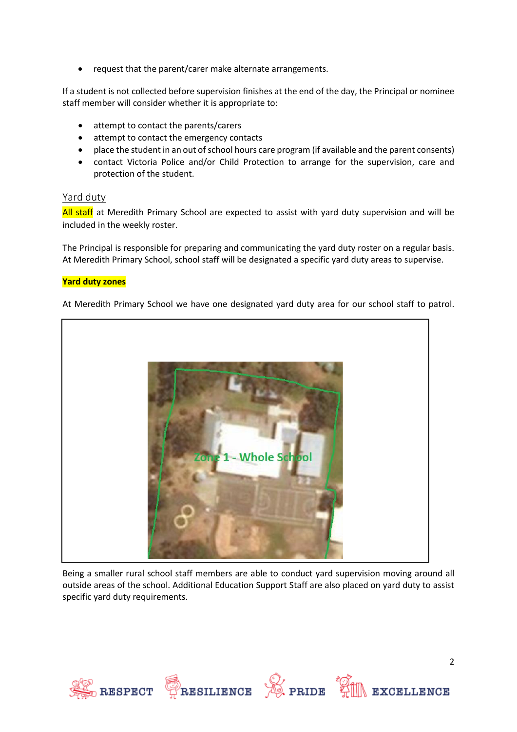- request that the parent/carer make alternate arrangements.

If a student is not collected before supervision finishes at the end of the day, the Principal or nominee staff member will consider whether it is appropriate to:

- attempt to contact the parents/carers
- attempt to contact the emergency contacts
- place the student in an out of school hours care program (if available and the parent consents)
- contact Victoria Police and/or Child Protection to arrange for the supervision, care and protection of the student.

## Yard duty

All staff at Meredith Primary School are expected to assist with yard duty supervision and will be included in the weekly roster.

The Principal is responsible for preparing and communicating the yard duty roster on a regular basis. At Meredith Primary School, school staff will be designated a specific yard duty areas to supervise.

**Yard duty zones**

At Meredith Primary School we have one designated yard duty area for our school staff to patrol.

Zone 1 - Whole School

Being a smaller rural school staff members are able to conduct yard supervision moving around all outside areas of the school. Additional Education Support Staff are also placed on yard duty to assist specific yard duty requirements.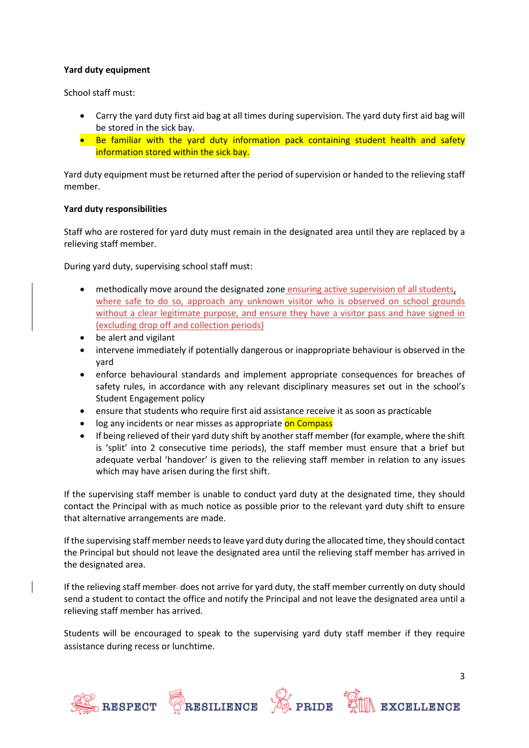**Yard duty equipment**

School staff must:

- Carry the yard duty first aid bag at all times during supervision. The yard duty first aid bag will be stored in the sick bay.
- Be familiar with the yard duty information pack containing student health and safety information stored within the sick bay.

Yard duty equipment must be returned after the period of supervision or handed to the relieving staff member.

**Yard duty responsibilities**

Staff who are rostered for yard duty must remain in the designated area until they are replaced by a relieving staff member.

During yard duty, supervising school staff must:

- methodically move around the designated zone ensuring active supervision of all students, where safe to do so, approach any unknown visitor who is observed on school grounds without a clear legitimate purpose, and ensure they have a visitor pass and have signed in (excluding drop off and collection periods)
- be alert and vigilant
- intervene immediately if potentially dangerous or inappropriate behaviour is observed in the yard
- enforce behavioural standards and implement appropriate consequences for breaches of safety rules, in accordance with any relevant disciplinary measures set out in the school's Student Engagement policy
- ensure that students who require first aid assistance receive it as soon as practicable
- log any incidents or near misses as appropriate on Compass
- If being relieved of their yard duty shift by another staff member (for example, where the shift is 'split' into 2 consecutive time periods), the staff member must ensure that a brief but adequate verbal 'handover' is given to the relieving staff member in relation to any issues which may have arisen during the first shift.

If the supervising staff member is unable to conduct yard duty at the designated time, they should contact the Principal with as much notice as possible prior to the relevant yard duty shift to ensure that alternative arrangements are made.

If the supervising staff member needs to leave yard duty during the allocated time, they should contact the Principal but should not leave the designated area until the relieving staff member has arrived in the designated area.

If the relieving staff member does not arrive for yard duty, the staff member currently on duty should send a student to contact the office and notify the Principal and not leave the designated area until a relieving staff member has arrived.

Students will be encouraged to speak to the supervising yard duty staff member if they require assistance during recess or lunchtime.

RESPECT RESILIENCE PRIDE EXCELLENCE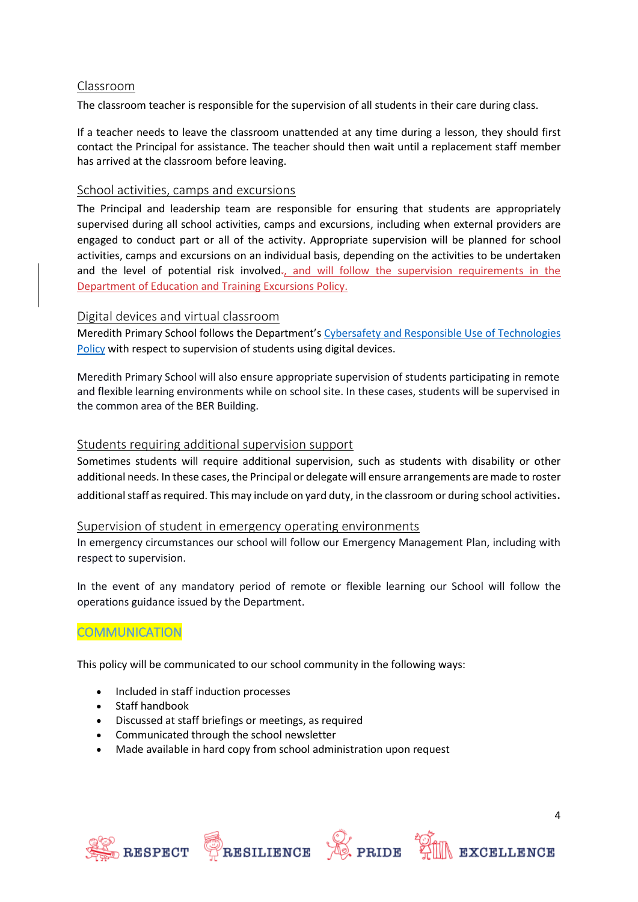### Classroom

The classroom teacher is responsible for the supervision of all students in their care during class.

If a teacher needs to leave the classroom unattended at any time during a lesson, they should first contact the Principal for assistance. The teacher should then wait until a replacement staff member has arrived at the classroom before leaving.

### School activities, camps and excursions

The Principal and leadership team are responsible for ensuring that students are appropriately supervised during all school activities, camps and excursions, including when external providers are engaged to conduct part or all of the activity. Appropriate supervision will be planned for school activities, camps and excursions on an individual basis, depending on the activities to be undertaken and the level of potential risk involved, and will follow the supervision requirements in the Department of Education and Training Excursions Policy.

### Digital devices and virtual classroom

Meredith Primary School follows the Department's Cybersafety and Responsible Use of Technologies Policy with respect to supervision of students using digital devices.

Meredith Primary School will also ensure appropriate supervision of students participating in remote and flexible learning environments while on school site. In these cases, students will be supervised in the common area of the BER Building.

### Students requiring additional supervision support

Sometimes students will require additional supervision, such as students with disability or other additional needs. In these cases, the Principal or delegate will ensure arrangements are made to roster additional staff as required. This may include on yard duty, in the classroom or during school activities.

### Supervision of student in emergency operating environments

In emergency circumstances our school will follow our Emergency Management Plan, including with respect to supervision.

In the event of any mandatory period of remote or flexible learning our School will follow the operations guidance issued by the Department.

## COMMUNICATION

This policy will be communicated to our school community in the following ways:

- Included in staff induction processes
- Staff handbook
- Discussed at staff briefings or meetings, as required
- Communicated through the school newsletter
- Made available in hard copy from school administration upon request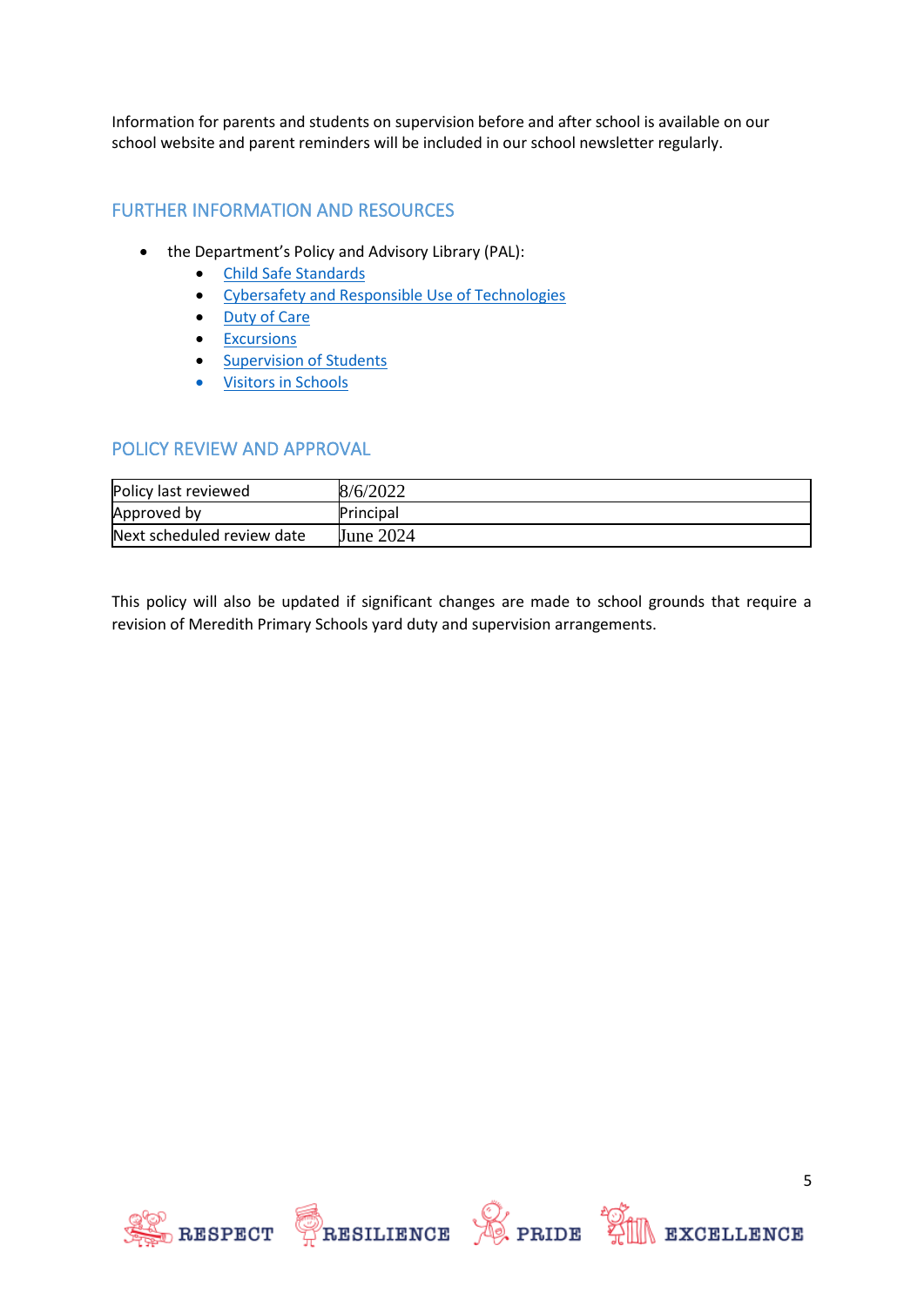Information for parents and students on supervision before and after school is available on our school website and parent reminders will be included in our school newsletter regularly.

## FURTHER INFORMATION AND RESOURCES

- the Department's Policy and Advisory Library (PAL):
  - Child Safe Standards
  - Cybersafety and Responsible Use of Technologies
  - Duty of Care
  - Excursions
  - Supervision of Students
  - Visitors in Schools

## POLICY REVIEW AND APPROVAL

| | |
|---|---|
| Policy last reviewed | 8/6/2022 |
| Approved by | Principal |
| Next scheduled review date | June 2024 |

This policy will also be updated if significant changes are made to school grounds that require a revision of Meredith Primary Schools yard duty and supervision arrangements.